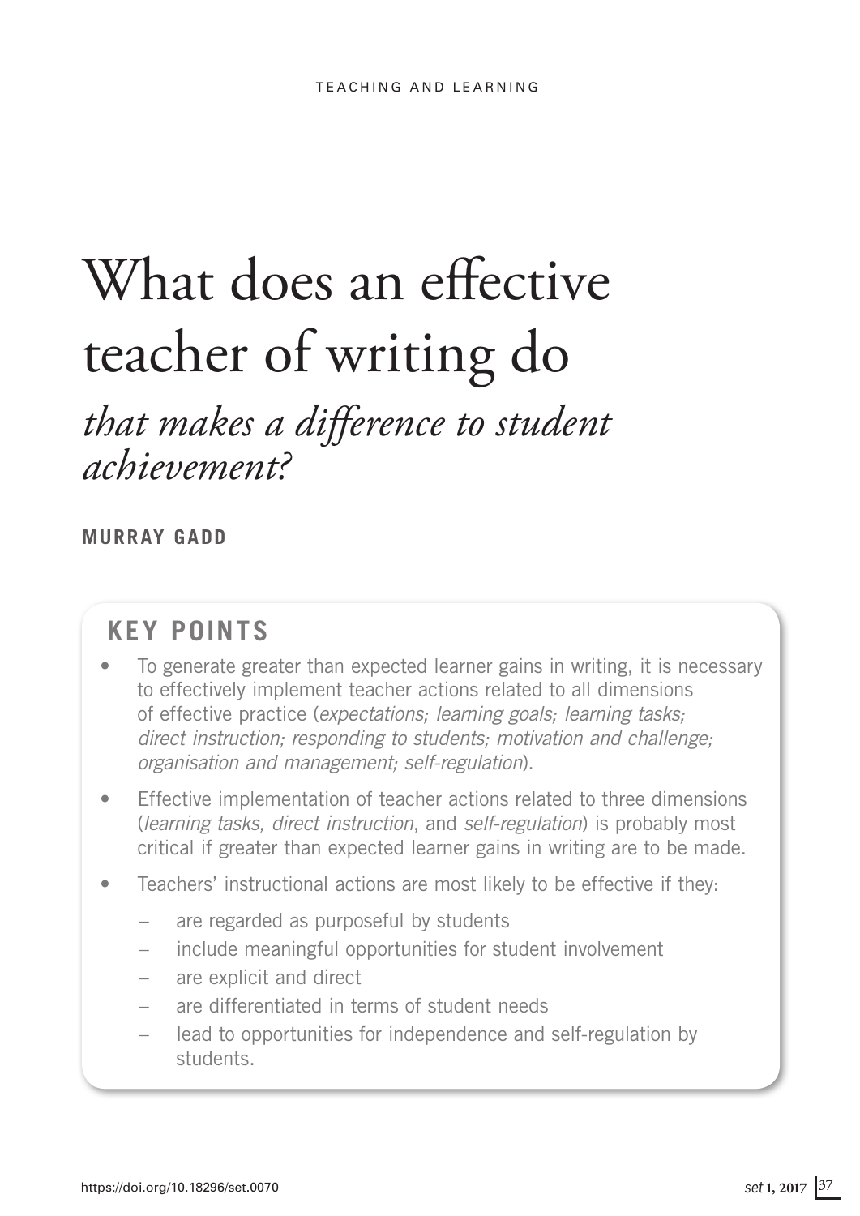# What does an effective teacher of writing do

## *that makes a difference to student achievement?*

**MURRAY GADD**

## KEY POINTS

- To generate greater than expected learner gains in writing, it is necessary to effectively implement teacher actions related to all dimensions of effective practice (*expectations; learning goals; learning tasks; direct instruction; responding to students; motivation and challenge; organisation and management; self-regulation*).
- Effective implementation of teacher actions related to three dimensions (*learning tasks, direct instruction*, and *self-regulation*) is probably most critical if greater than expected learner gains in writing are to be made.
- Teachers' instructional actions are most likely to be effective if they:
  - are regarded as purposeful by students
  - include meaningful opportunities for student involvement
  - are explicit and direct
  - are differentiated in terms of student needs
  - lead to opportunities for independence and self-regulation by students.

https://doi.org/10.18296/set.0070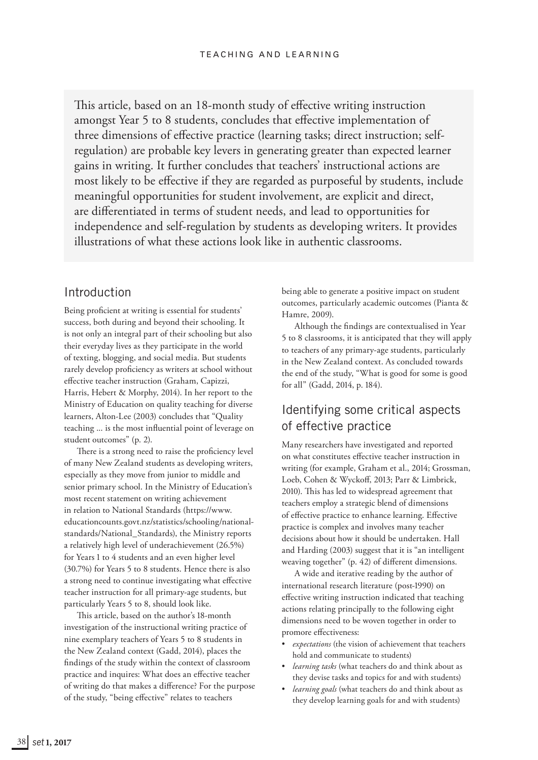This article, based on an 18-month study of effective writing instruction amongst Year 5 to 8 students, concludes that effective implementation of three dimensions of effective practice (learning tasks; direct instruction; self-regulation) are probable key levers in generating greater than expected learner gains in writing. It further concludes that teachers' instructional actions are most likely to be effective if they are regarded as purposeful by students, include meaningful opportunities for student involvement, are explicit and direct, are differentiated in terms of student needs, and lead to opportunities for independence and self-regulation by students as developing writers. It provides illustrations of what these actions look like in authentic classrooms.

## Introduction

Being proficient at writing is essential for students' success, both during and beyond their schooling. It is not only an integral part of their schooling but also their everyday lives as they participate in the world of texting, blogging, and social media. But students rarely develop proficiency as writers at school without effective teacher instruction (Graham, Capizzi, Harris, Hebert & Morphy, 2014). In her report to the Ministry of Education on quality teaching for diverse learners, Alton-Lee (2003) concludes that "Quality teaching ... is the most influential point of leverage on student outcomes" (p. 2).

There is a strong need to raise the proficiency level of many New Zealand students as developing writers, especially as they move from junior to middle and senior primary school. In the Ministry of Education's most recent statement on writing achievement in relation to National Standards (https://www.educationcounts.govt.nz/statistics/schooling/national-standards/National_Standards), the Ministry reports a relatively high level of underachievement (26.5%) for Years 1 to 4 students and an even higher level (30.7%) for Years 5 to 8 students. Hence there is also a strong need to continue investigating what effective teacher instruction for all primary-age students, but particularly Years 5 to 8, should look like.

This article, based on the author's 18-month investigation of the instructional writing practice of nine exemplary teachers of Years 5 to 8 students in the New Zealand context (Gadd, 2014), places the findings of the study within the context of classroom practice and inquires: What does an effective teacher of writing do that makes a difference? For the purpose of the study, "being effective" relates to teachers being able to generate a positive impact on student outcomes, particularly academic outcomes (Pianta & Hamre, 2009).

Although the findings are contextualised in Year 5 to 8 classrooms, it is anticipated that they will apply to teachers of any primary-age students, particularly in the New Zealand context. As concluded towards the end of the study, "What is good for some is good for all" (Gadd, 2014, p. 184).

## Identifying some critical aspects of effective practice

Many researchers have investigated and reported on what constitutes effective teacher instruction in writing (for example, Graham et al., 2014; Grossman, Loeb, Cohen & Wyckoff, 2013; Parr & Limbrick, 2010). This has led to widespread agreement that teachers employ a strategic blend of dimensions of effective practice to enhance learning. Effective practice is complex and involves many teacher decisions about how it should be undertaken. Hall and Harding (2003) suggest that it is "an intelligent weaving together" (p. 42) of different dimensions.

A wide and iterative reading by the author of international research literature (post-1990) on effective writing instruction indicated that teaching actions relating principally to the following eight dimensions need to be woven together in order to promore effectiveness:

- *expectations* (the vision of achievement that teachers hold and communicate to students)
- *learning tasks* (what teachers do and think about as they devise tasks and topics for and with students)
- *learning goals* (what teachers do and think about as they develop learning goals for and with students)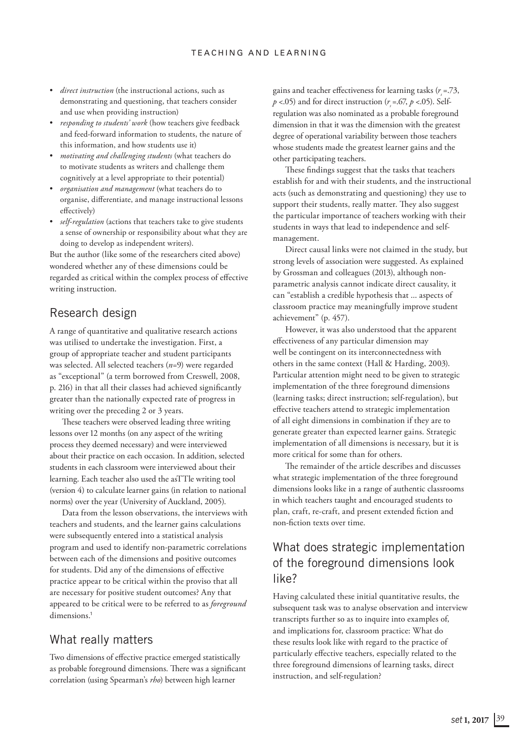- *direct instruction* (the instructional actions, such as demonstrating and questioning, that teachers consider and use when providing instruction)
- *responding to students' work* (how teachers give feedback and feed-forward information to students, the nature of this information, and how students use it)
- *motivating and challenging students* (what teachers do to motivate students as writers and challenge them cognitively at a level appropriate to their potential)
- *organisation and management* (what teachers do to organise, differentiate, and manage instructional lessons effectively)
- *self-regulation* (actions that teachers take to give students a sense of ownership or responsibility about what they are doing to develop as independent writers).

But the author (like some of the researchers cited above) wondered whether any of these dimensions could be regarded as critical within the complex process of effective writing instruction.

## Research design

A range of quantitative and qualitative research actions was utilised to undertake the investigation. First, a group of appropriate teacher and student participants was selected. All selected teachers ($n$=9) were regarded as "exceptional" (a term borrowed from Creswell, 2008, p. 216) in that all their classes had achieved significantly greater than the nationally expected rate of progress in writing over the preceding 2 or 3 years.

These teachers were observed leading three writing lessons over 12 months (on any aspect of the writing process they deemed necessary) and were interviewed about their practice on each occasion. In addition, selected students in each classroom were interviewed about their learning. Each teacher also used the asTTle writing tool (version 4) to calculate learner gains (in relation to national norms) over the year (University of Auckland, 2005).

Data from the lesson observations, the interviews with teachers and students, and the learner gains calculations were subsequently entered into a statistical analysis program and used to identify non-parametric correlations between each of the dimensions and positive outcomes for students. Did any of the dimensions of effective practice appear to be critical within the proviso that all are necessary for positive student outcomes? Any that appeared to be critical were to be referred to as *foreground* dimensions.[1]

## What really matters

Two dimensions of effective practice emerged statistically as probable foreground dimensions. There was a significant correlation (using Spearman's *rho*) between high learner gains and teacher effectiveness for learning tasks ($r_s$=.73, $p$ <.05) and for direct instruction ($r_s$ =.67, $p$ <.05). Self-regulation was also nominated as a probable foreground dimension in that it was the dimension with the greatest degree of operational variability between those teachers whose students made the greatest learner gains and the other participating teachers.

These findings suggest that the tasks that teachers establish for and with their students, and the instructional acts (such as demonstrating and questioning) they use to support their students, really matter. They also suggest the particular importance of teachers working with their students in ways that lead to independence and self-management.

Direct causal links were not claimed in the study, but strong levels of association were suggested. As explained by Grossman and colleagues (2013), although non-parametric analysis cannot indicate direct causality, it can "establish a credible hypothesis that ... aspects of classroom practice may meaningfully improve student achievement" (p. 457).

However, it was also understood that the apparent effectiveness of any particular dimension may well be contingent on its interconnectedness with others in the same context (Hall & Harding, 2003). Particular attention might need to be given to strategic implementation of the three foreground dimensions (learning tasks; direct instruction; self-regulation), but effective teachers attend to strategic implementation of all eight dimensions in combination if they are to generate greater than expected learner gains. Strategic implementation of all dimensions is necessary, but it is more critical for some than for others.

The remainder of the article describes and discusses what strategic implementation of the three foreground dimensions looks like in a range of authentic classrooms in which teachers taught and encouraged students to plan, craft, re-craft, and present extended fiction and non-fiction texts over time.

## What does strategic implementation of the foreground dimensions look like?

Having calculated these initial quantitative results, the subsequent task was to analyse observation and interview transcripts further so as to inquire into examples of, and implications for, classroom practice: What do these results look like with regard to the practice of particularly effective teachers, especially related to the three foreground dimensions of learning tasks, direct instruction, and self-regulation?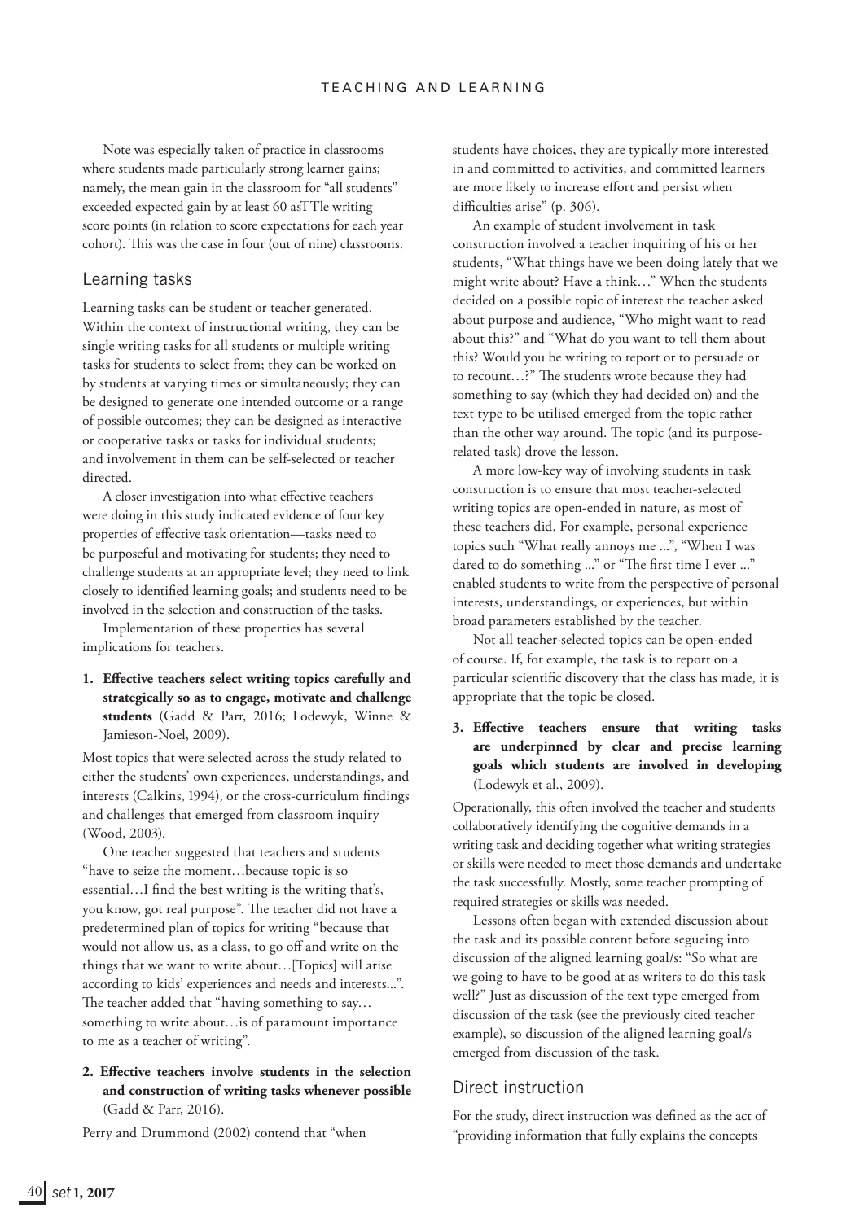Note was especially taken of practice in classrooms where students made particularly strong learner gains; namely, the mean gain in the classroom for "all students" exceeded expected gain by at least 60 asTTle writing score points (in relation to score expectations for each year cohort). This was the case in four (out of nine) classrooms.

## Learning tasks

Learning tasks can be student or teacher generated. Within the context of instructional writing, they can be single writing tasks for all students or multiple writing tasks for students to select from; they can be worked on by students at varying times or simultaneously; they can be designed to generate one intended outcome or a range of possible outcomes; they can be designed as interactive or cooperative tasks or tasks for individual students; and involvement in them can be self-selected or teacher directed.

A closer investigation into what effective teachers were doing in this study indicated evidence of four key properties of effective task orientation—tasks need to be purposeful and motivating for students; they need to challenge students at an appropriate level; they need to link closely to identified learning goals; and students need to be involved in the selection and construction of the tasks.

Implementation of these properties has several implications for teachers.

1. **Effective teachers select writing topics carefully and strategically so as to engage, motivate and challenge students** (Gadd & Parr, 2016; Lodewyk, Winne & Jamieson-Noel, 2009).

Most topics that were selected across the study related to either the students' own experiences, understandings, and interests (Calkins, 1994), or the cross-curriculum findings and challenges that emerged from classroom inquiry (Wood, 2003).

One teacher suggested that teachers and students "have to seize the moment…because topic is so essential…I find the best writing is the writing that's, you know, got real purpose". The teacher did not have a predetermined plan of topics for writing "because that would not allow us, as a class, to go off and write on the things that we want to write about…[Topics] will arise according to kids' experiences and needs and interests...". The teacher added that "having something to say… something to write about…is of paramount importance to me as a teacher of writing".

2. **Effective teachers involve students in the selection and construction of writing tasks whenever possible** (Gadd & Parr, 2016).

Perry and Drummond (2002) contend that "when students have choices, they are typically more interested in and committed to activities, and committed learners are more likely to increase effort and persist when difficulties arise" (p. 306).

An example of student involvement in task construction involved a teacher inquiring of his or her students, "What things have we been doing lately that we might write about? Have a think…" When the students decided on a possible topic of interest the teacher asked about purpose and audience, "Who might want to read about this?" and "What do you want to tell them about this? Would you be writing to report or to persuade or to recount…?" The students wrote because they had something to say (which they had decided on) and the text type to be utilised emerged from the topic rather than the other way around. The topic (and its purpose-related task) drove the lesson.

A more low-key way of involving students in task construction is to ensure that most teacher-selected writing topics are open-ended in nature, as most of these teachers did. For example, personal experience topics such "What really annoys me ...", "When I was dared to do something ..." or "The first time I ever ..." enabled students to write from the perspective of personal interests, understandings, or experiences, but within broad parameters established by the teacher.

Not all teacher-selected topics can be open-ended of course. If, for example, the task is to report on a particular scientific discovery that the class has made, it is appropriate that the topic be closed.

3. **Effective teachers ensure that writing tasks are underpinned by clear and precise learning goals which students are involved in developing** (Lodewyk et al., 2009).

Operationally, this often involved the teacher and students collaboratively identifying the cognitive demands in a writing task and deciding together what writing strategies or skills were needed to meet those demands and undertake the task successfully. Mostly, some teacher prompting of required strategies or skills was needed.

Lessons often began with extended discussion about the task and its possible content before segueing into discussion of the aligned learning goal/s: "So what are we going to have to be good at as writers to do this task well?" Just as discussion of the text type emerged from discussion of the task (see the previously cited teacher example), so discussion of the aligned learning goal/s emerged from discussion of the task.

## Direct instruction

For the study, direct instruction was defined as the act of "providing information that fully explains the concepts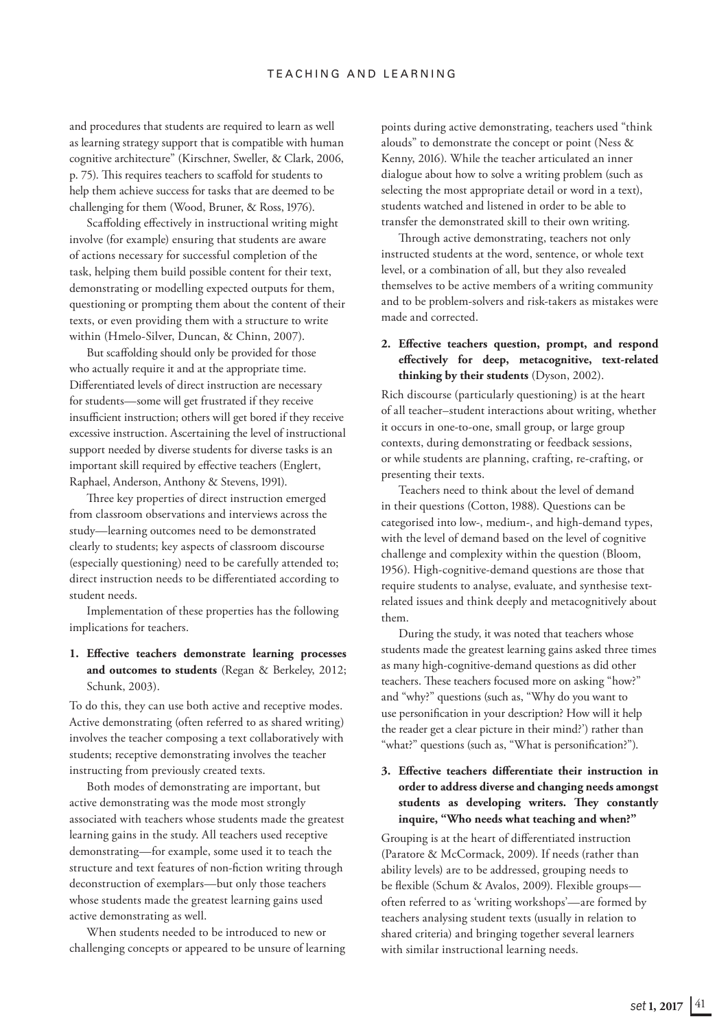and procedures that students are required to learn as well as learning strategy support that is compatible with human cognitive architecture" (Kirschner, Sweller, & Clark, 2006, p. 75). This requires teachers to scaffold for students to help them achieve success for tasks that are deemed to be challenging for them (Wood, Bruner, & Ross, 1976).

Scaffolding effectively in instructional writing might involve (for example) ensuring that students are aware of actions necessary for successful completion of the task, helping them build possible content for their text, demonstrating or modelling expected outputs for them, questioning or prompting them about the content of their texts, or even providing them with a structure to write within (Hmelo-Silver, Duncan, & Chinn, 2007).

But scaffolding should only be provided for those who actually require it and at the appropriate time. Differentiated levels of direct instruction are necessary for students—some will get frustrated if they receive insufficient instruction; others will get bored if they receive excessive instruction. Ascertaining the level of instructional support needed by diverse students for diverse tasks is an important skill required by effective teachers (Englert, Raphael, Anderson, Anthony & Stevens, 1991).

Three key properties of direct instruction emerged from classroom observations and interviews across the study—learning outcomes need to be demonstrated clearly to students; key aspects of classroom discourse (especially questioning) need to be carefully attended to; direct instruction needs to be differentiated according to student needs.

Implementation of these properties has the following implications for teachers.

**1. Effective teachers demonstrate learning processes and outcomes to students** (Regan & Berkeley, 2012; Schunk, 2003).

To do this, they can use both active and receptive modes. Active demonstrating (often referred to as shared writing) involves the teacher composing a text collaboratively with students; receptive demonstrating involves the teacher instructing from previously created texts.

Both modes of demonstrating are important, but active demonstrating was the mode most strongly associated with teachers whose students made the greatest learning gains in the study. All teachers used receptive demonstrating—for example, some used it to teach the structure and text features of non-fiction writing through deconstruction of exemplars—but only those teachers whose students made the greatest learning gains used active demonstrating as well.

When students needed to be introduced to new or challenging concepts or appeared to be unsure of learning points during active demonstrating, teachers used "think alouds" to demonstrate the concept or point (Ness & Kenny, 2016). While the teacher articulated an inner dialogue about how to solve a writing problem (such as selecting the most appropriate detail or word in a text), students watched and listened in order to be able to transfer the demonstrated skill to their own writing.

Through active demonstrating, teachers not only instructed students at the word, sentence, or whole text level, or a combination of all, but they also revealed themselves to be active members of a writing community and to be problem-solvers and risk-takers as mistakes were made and corrected.

**2. Effective teachers question, prompt, and respond effectively for deep, metacognitive, text-related thinking by their students** (Dyson, 2002).

Rich discourse (particularly questioning) is at the heart of all teacher–student interactions about writing, whether it occurs in one-to-one, small group, or large group contexts, during demonstrating or feedback sessions, or while students are planning, crafting, re-crafting, or presenting their texts.

Teachers need to think about the level of demand in their questions (Cotton, 1988). Questions can be categorised into low-, medium-, and high-demand types, with the level of demand based on the level of cognitive challenge and complexity within the question (Bloom, 1956). High-cognitive-demand questions are those that require students to analyse, evaluate, and synthesise text-related issues and think deeply and metacognitively about them.

During the study, it was noted that teachers whose students made the greatest learning gains asked three times as many high-cognitive-demand questions as did other teachers. These teachers focused more on asking "how?" and "why?" questions (such as, "Why do you want to use personification in your description? How will it help the reader get a clear picture in their mind?') rather than "what?" questions (such as, "What is personification?").

**3. Effective teachers differentiate their instruction in order to address diverse and changing needs amongst students as developing writers. They constantly inquire, "Who needs what teaching and when?"**

Grouping is at the heart of differentiated instruction (Paratore & McCormack, 2009). If needs (rather than ability levels) are to be addressed, grouping needs to be flexible (Schum & Avalos, 2009). Flexible groups—often referred to as 'writing workshops'—are formed by teachers analysing student texts (usually in relation to shared criteria) and bringing together several learners with similar instructional learning needs.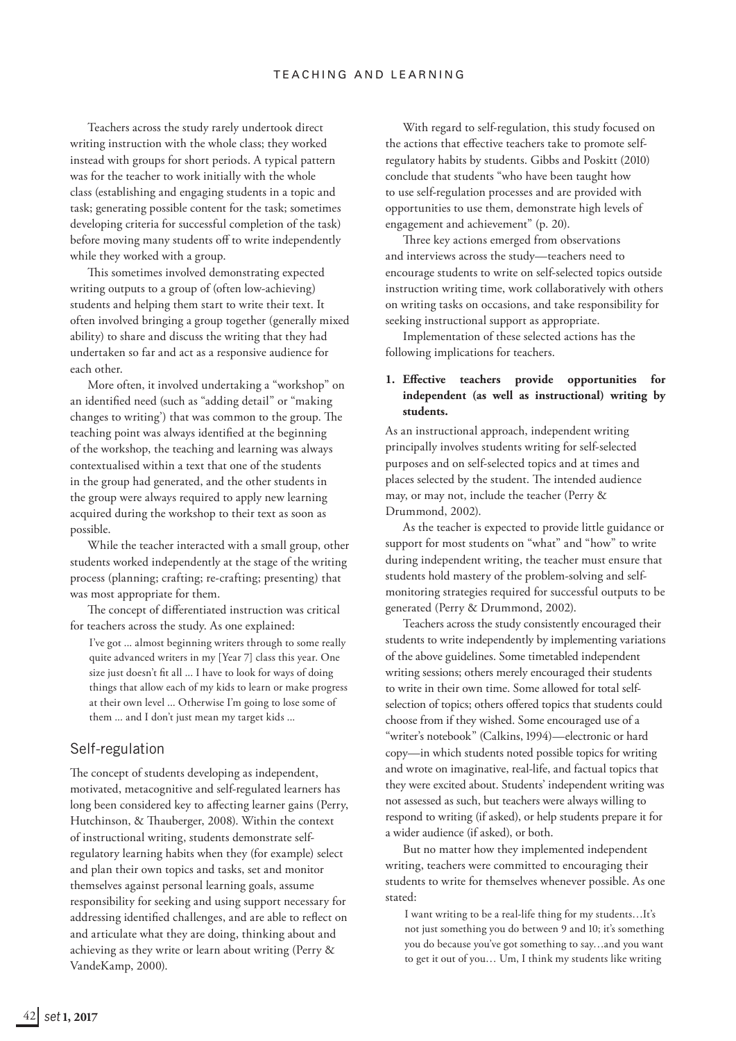Teachers across the study rarely undertook direct writing instruction with the whole class; they worked instead with groups for short periods. A typical pattern was for the teacher to work initially with the whole class (establishing and engaging students in a topic and task; generating possible content for the task; sometimes developing criteria for successful completion of the task) before moving many students off to write independently while they worked with a group.

This sometimes involved demonstrating expected writing outputs to a group of (often low-achieving) students and helping them start to write their text. It often involved bringing a group together (generally mixed ability) to share and discuss the writing that they had undertaken so far and act as a responsive audience for each other.

More often, it involved undertaking a "workshop" on an identified need (such as "adding detail" or "making changes to writing') that was common to the group. The teaching point was always identified at the beginning of the workshop, the teaching and learning was always contextualised within a text that one of the students in the group had generated, and the other students in the group were always required to apply new learning acquired during the workshop to their text as soon as possible.

While the teacher interacted with a small group, other students worked independently at the stage of the writing process (planning; crafting; re-crafting; presenting) that was most appropriate for them.

The concept of differentiated instruction was critical for teachers across the study. As one explained:

> I've got ... almost beginning writers through to some really quite advanced writers in my [Year 7] class this year. One size just doesn't fit all ... I have to look for ways of doing things that allow each of my kids to learn or make progress at their own level ... Otherwise I'm going to lose some of them ... and I don't just mean my target kids ...

## Self-regulation

The concept of students developing as independent, motivated, metacognitive and self-regulated learners has long been considered key to affecting learner gains (Perry, Hutchinson, & Thauberger, 2008). Within the context of instructional writing, students demonstrate self-regulatory learning habits when they (for example) select and plan their own topics and tasks, set and monitor themselves against personal learning goals, assume responsibility for seeking and using support necessary for addressing identified challenges, and are able to reflect on and articulate what they are doing, thinking about and achieving as they write or learn about writing (Perry & VandeKamp, 2000).

With regard to self-regulation, this study focused on the actions that effective teachers take to promote self-regulatory habits by students. Gibbs and Poskitt (2010) conclude that students "who have been taught how to use self-regulation processes and are provided with opportunities to use them, demonstrate high levels of engagement and achievement" (p. 20).

Three key actions emerged from observations and interviews across the study—teachers need to encourage students to write on self-selected topics outside instruction writing time, work collaboratively with others on writing tasks on occasions, and take responsibility for seeking instructional support as appropriate.

Implementation of these selected actions has the following implications for teachers.

**1. Effective teachers provide opportunities for independent (as well as instructional) writing by students.**

As an instructional approach, independent writing principally involves students writing for self-selected purposes and on self-selected topics and at times and places selected by the student. The intended audience may, or may not, include the teacher (Perry & Drummond, 2002).

As the teacher is expected to provide little guidance or support for most students on "what" and "how" to write during independent writing, the teacher must ensure that students hold mastery of the problem-solving and self-monitoring strategies required for successful outputs to be generated (Perry & Drummond, 2002).

Teachers across the study consistently encouraged their students to write independently by implementing variations of the above guidelines. Some timetabled independent writing sessions; others merely encouraged their students to write in their own time. Some allowed for total self-selection of topics; others offered topics that students could choose from if they wished. Some encouraged use of a "writer's notebook" (Calkins, 1994)—electronic or hard copy—in which students noted possible topics for writing and wrote on imaginative, real-life, and factual topics that they were excited about. Students' independent writing was not assessed as such, but teachers were always willing to respond to writing (if asked), or help students prepare it for a wider audience (if asked), or both.

But no matter how they implemented independent writing, teachers were committed to encouraging their students to write for themselves whenever possible. As one stated:

> I want writing to be a real-life thing for my students…It's not just something you do between 9 and 10; it's something you do because you've got something to say…and you want to get it out of you… Um, I think my students like writing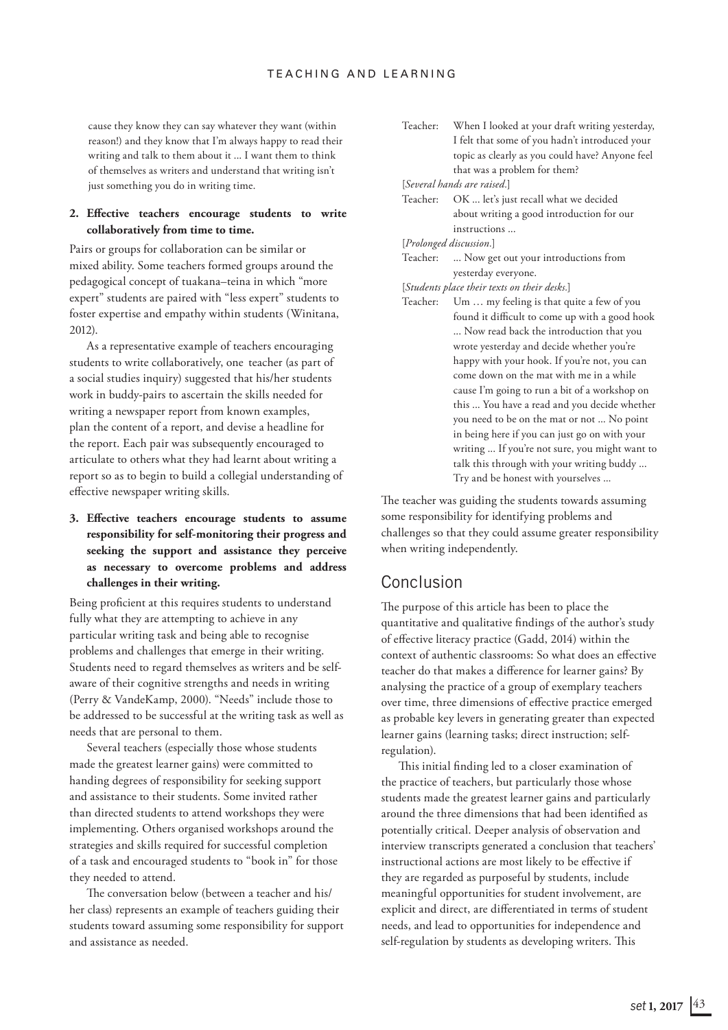cause they know they can say whatever they want (within reason!) and they know that I'm always happy to read their writing and talk to them about it ... I want them to think of themselves as writers and understand that writing isn't just something you do in writing time.

**2. Effective teachers encourage students to write collaboratively from time to time.**

Pairs or groups for collaboration can be similar or mixed ability. Some teachers formed groups around the pedagogical concept of tuakana–teina in which "more expert" students are paired with "less expert" students to foster expertise and empathy within students (Winitana, 2012).

As a representative example of teachers encouraging students to write collaboratively, one teacher (as part of a social studies inquiry) suggested that his/her students work in buddy-pairs to ascertain the skills needed for writing a newspaper report from known examples, plan the content of a report, and devise a headline for the report. Each pair was subsequently encouraged to articulate to others what they had learnt about writing a report so as to begin to build a collegial understanding of effective newspaper writing skills.

**3. Effective teachers encourage students to assume responsibility for self-monitoring their progress and seeking the support and assistance they perceive as necessary to overcome problems and address challenges in their writing.**

Being proficient at this requires students to understand fully what they are attempting to achieve in any particular writing task and being able to recognise problems and challenges that emerge in their writing. Students need to regard themselves as writers and be self-aware of their cognitive strengths and needs in writing (Perry & VandeKamp, 2000). "Needs" include those to be addressed to be successful at the writing task as well as needs that are personal to them.

Several teachers (especially those whose students made the greatest learner gains) were committed to handing degrees of responsibility for seeking support and assistance to their students. Some invited rather than directed students to attend workshops they were implementing. Others organised workshops around the strategies and skills required for successful completion of a task and encouraged students to "book in" for those they needed to attend.

The conversation below (between a teacher and his/her class) represents an example of teachers guiding their students toward assuming some responsibility for support and assistance as needed.

Teacher: When I looked at your draft writing yesterday, I felt that some of you hadn't introduced your topic as clearly as you could have? Anyone feel that was a problem for them?

[*Several hands are raised.*]

Teacher: OK ... let's just recall what we decided about writing a good introduction for our instructions ...

[*Prolonged discussion.*]

Teacher: ... Now get out your introductions from yesterday everyone.

[*Students place their texts on their desks.*]

Teacher: Um … my feeling is that quite a few of you found it difficult to come up with a good hook ... Now read back the introduction that you wrote yesterday and decide whether you're happy with your hook. If you're not, you can come down on the mat with me in a while cause I'm going to run a bit of a workshop on this ... You have a read and you decide whether you need to be on the mat or not ... No point in being here if you can just go on with your writing ... If you're not sure, you might want to talk this through with your writing buddy ... Try and be honest with yourselves ...

The teacher was guiding the students towards assuming some responsibility for identifying problems and challenges so that they could assume greater responsibility when writing independently.

## Conclusion

The purpose of this article has been to place the quantitative and qualitative findings of the author's study of effective literacy practice (Gadd, 2014) within the context of authentic classrooms: So what does an effective teacher do that makes a difference for learner gains? By analysing the practice of a group of exemplary teachers over time, three dimensions of effective practice emerged as probable key levers in generating greater than expected learner gains (learning tasks; direct instruction; self-regulation).

This initial finding led to a closer examination of the practice of teachers, but particularly those whose students made the greatest learner gains and particularly around the three dimensions that had been identified as potentially critical. Deeper analysis of observation and interview transcripts generated a conclusion that teachers' instructional actions are most likely to be effective if they are regarded as purposeful by students, include meaningful opportunities for student involvement, are explicit and direct, are differentiated in terms of student needs, and lead to opportunities for independence and self-regulation by students as developing writers. This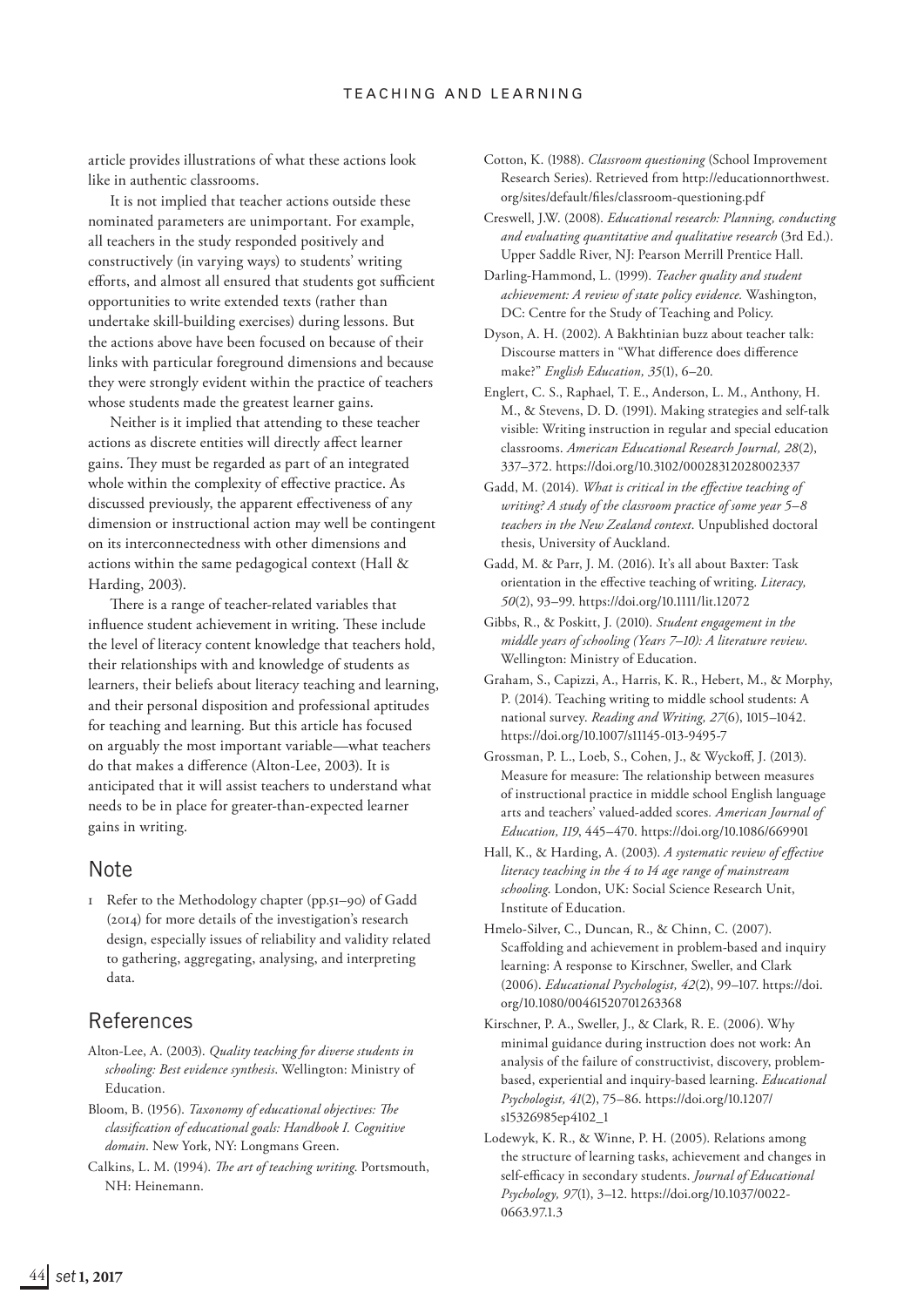article provides illustrations of what these actions look like in authentic classrooms.

It is not implied that teacher actions outside these nominated parameters are unimportant. For example, all teachers in the study responded positively and constructively (in varying ways) to students' writing efforts, and almost all ensured that students got sufficient opportunities to write extended texts (rather than undertake skill-building exercises) during lessons. But the actions above have been focused on because of their links with particular foreground dimensions and because they were strongly evident within the practice of teachers whose students made the greatest learner gains.

Neither is it implied that attending to these teacher actions as discrete entities will directly affect learner gains. They must be regarded as part of an integrated whole within the complexity of effective practice. As discussed previously, the apparent effectiveness of any dimension or instructional action may well be contingent on its interconnectedness with other dimensions and actions within the same pedagogical context (Hall & Harding, 2003).

There is a range of teacher-related variables that influence student achievement in writing. These include the level of literacy content knowledge that teachers hold, their relationships with and knowledge of students as learners, their beliefs about literacy teaching and learning, and their personal disposition and professional aptitudes for teaching and learning. But this article has focused on arguably the most important variable—what teachers do that makes a difference (Alton-Lee, 2003). It is anticipated that it will assist teachers to understand what needs to be in place for greater-than-expected learner gains in writing.

## Note

1 Refer to the Methodology chapter (pp.51–90) of Gadd (2014) for more details of the investigation's research design, especially issues of reliability and validity related to gathering, aggregating, analysing, and interpreting data.

## References

Alton-Lee, A. (2003). *Quality teaching for diverse students in schooling: Best evidence synthesis*. Wellington: Ministry of Education.

Bloom, B. (1956). *Taxonomy of educational objectives: The classification of educational goals: Handbook I. Cognitive domain*. New York, NY: Longmans Green.

Calkins, L. M. (1994). *The art of teaching writing*. Portsmouth, NH: Heinemann.

Cotton, K. (1988). *Classroom questioning* (School Improvement Research Series). Retrieved from http://educationnorthwest.org/sites/default/files/classroom-questioning.pdf

Creswell, J.W. (2008). *Educational research: Planning, conducting and evaluating quantitative and qualitative research* (3rd Ed.). Upper Saddle River, NJ: Pearson Merrill Prentice Hall.

Darling-Hammond, L. (1999). *Teacher quality and student achievement: A review of state policy evidence.* Washington, DC: Centre for the Study of Teaching and Policy.

Dyson, A. H. (2002). A Bakhtinian buzz about teacher talk: Discourse matters in "What difference does difference make?" *English Education, 35*(1), 6–20.

Englert, C. S., Raphael, T. E., Anderson, L. M., Anthony, H. M., & Stevens, D. D. (1991). Making strategies and self-talk visible: Writing instruction in regular and special education classrooms. *American Educational Research Journal, 28*(2), 337–372. https://doi.org/10.3102/00028312028002337

Gadd, M. (2014). *What is critical in the effective teaching of writing? A study of the classroom practice of some year 5–8 teachers in the New Zealand context*. Unpublished doctoral thesis, University of Auckland.

Gadd, M. & Parr, J. M. (2016). It's all about Baxter: Task orientation in the effective teaching of writing. *Literacy, 50*(2), 93–99. https://doi.org/10.1111/lit.12072

Gibbs, R., & Poskitt, J. (2010). *Student engagement in the middle years of schooling (Years 7–10): A literature review*. Wellington: Ministry of Education.

Graham, S., Capizzi, A., Harris, K. R., Hebert, M., & Morphy, P. (2014). Teaching writing to middle school students: A national survey. *Reading and Writing, 27*(6), 1015–1042. https://doi.org/10.1007/s11145-013-9495-7

Grossman, P. L., Loeb, S., Cohen, J., & Wyckoff, J. (2013). Measure for measure: The relationship between measures of instructional practice in middle school English language arts and teachers' valued-added scores. *American Journal of Education, 119*, 445–470. https://doi.org/10.1086/669901

Hall, K., & Harding, A. (2003). *A systematic review of effective literacy teaching in the 4 to 14 age range of mainstream schooling*. London, UK: Social Science Research Unit, Institute of Education.

Hmelo-Silver, C., Duncan, R., & Chinn, C. (2007). Scaffolding and achievement in problem-based and inquiry learning: A response to Kirschner, Sweller, and Clark (2006). *Educational Psychologist, 42*(2), 99–107. https://doi.org/10.1080/00461520701263368

Kirschner, P. A., Sweller, J., & Clark, R. E. (2006). Why minimal guidance during instruction does not work: An analysis of the failure of constructivist, discovery, problem-based, experiential and inquiry-based learning. *Educational Psychologist, 41*(2), 75–86. https://doi.org/10.1207/s15326985ep4102_1

Lodewyk, K. R., & Winne, P. H. (2005). Relations among the structure of learning tasks, achievement and changes in self-efficacy in secondary students. *Journal of Educational Psychology, 97*(1), 3–12. https://doi.org/10.1037/0022-0663.97.1.3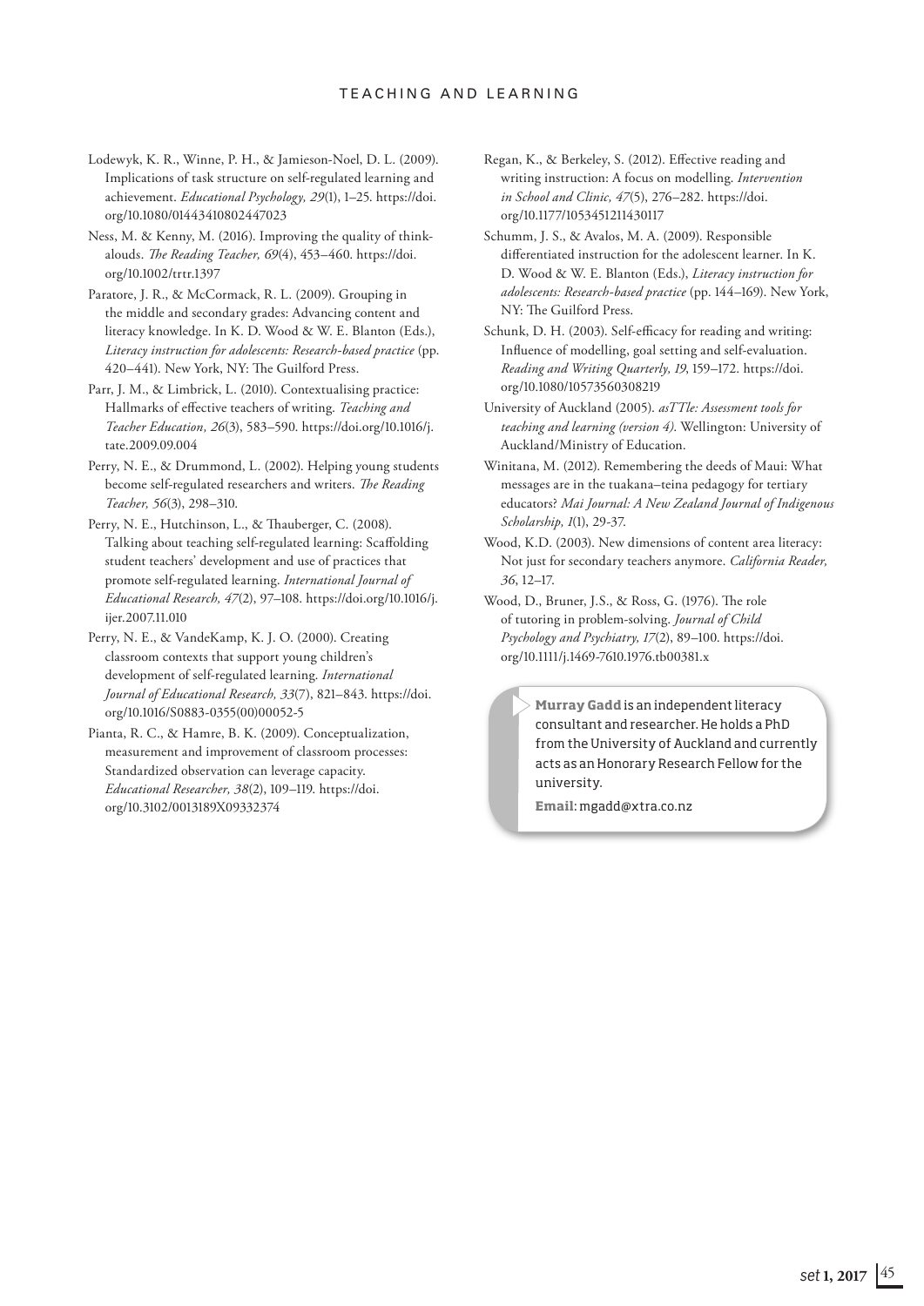Lodewyk, K. R., Winne, P. H., & Jamieson-Noel, D. L. (2009). Implications of task structure on self-regulated learning and achievement. *Educational Psychology, 29*(1), 1–25. https://doi.org/10.1080/01443410802447023

Ness, M. & Kenny, M. (2016). Improving the quality of think-alouds. *The Reading Teacher, 69*(4), 453–460. https://doi.org/10.1002/trtr.1397

Paratore, J. R., & McCormack, R. L. (2009). Grouping in the middle and secondary grades: Advancing content and literacy knowledge. In K. D. Wood & W. E. Blanton (Eds.), *Literacy instruction for adolescents: Research-based practice* (pp. 420–441). New York, NY: The Guilford Press.

Parr, J. M., & Limbrick, L. (2010). Contextualising practice: Hallmarks of effective teachers of writing. *Teaching and Teacher Education, 26*(3), 583–590. https://doi.org/10.1016/j.tate.2009.09.004

Perry, N. E., & Drummond, L. (2002). Helping young students become self-regulated researchers and writers. *The Reading Teacher, 56*(3), 298–310.

Perry, N. E., Hutchinson, L., & Thauberger, C. (2008). Talking about teaching self-regulated learning: Scaffolding student teachers' development and use of practices that promote self-regulated learning. *International Journal of Educational Research, 47*(2), 97–108. https://doi.org/10.1016/j.ijer.2007.11.010

Perry, N. E., & VandeKamp, K. J. O. (2000). Creating classroom contexts that support young children's development of self-regulated learning. *International Journal of Educational Research, 33*(7), 821–843. https://doi.org/10.1016/S0883-0355(00)00052-5

Pianta, R. C., & Hamre, B. K. (2009). Conceptualization, measurement and improvement of classroom processes: Standardized observation can leverage capacity. *Educational Researcher, 38*(2), 109–119. https://doi.org/10.3102/0013189X09332374

Regan, K., & Berkeley, S. (2012). Effective reading and writing instruction: A focus on modelling. *Intervention in School and Clinic, 47*(5), 276–282. https://doi.org/10.1177/1053451211430117

Schumm, J. S., & Avalos, M. A. (2009). Responsible differentiated instruction for the adolescent learner. In K. D. Wood & W. E. Blanton (Eds.), *Literacy instruction for adolescents: Research-based practice* (pp. 144–169). New York, NY: The Guilford Press.

Schunk, D. H. (2003). Self-efficacy for reading and writing: Influence of modelling, goal setting and self-evaluation. *Reading and Writing Quarterly, 19*, 159–172. https://doi.org/10.1080/10573560308219

University of Auckland (2005). *asTTle: Assessment tools for teaching and learning (version 4)*. Wellington: University of Auckland/Ministry of Education.

Winitana, M. (2012). Remembering the deeds of Maui: What messages are in the tuakana–teina pedagogy for tertiary educators? *Mai Journal: A New Zealand Journal of Indigenous Scholarship, 1*(1), 29-37.

Wood, K.D. (2003). New dimensions of content area literacy: Not just for secondary teachers anymore. *California Reader, 36*, 12–17.

Wood, D., Bruner, J.S., & Ross, G. (1976). The role of tutoring in problem-solving. *Journal of Child Psychology and Psychiatry, 17*(2), 89–100. https://doi.org/10.1111/j.1469-7610.1976.tb00381.x

**Murray Gadd** is an independent literacy consultant and researcher. He holds a PhD from the University of Auckland and currently acts as an Honorary Research Fellow for the university.

**Email**: mgadd@xtra.co.nz